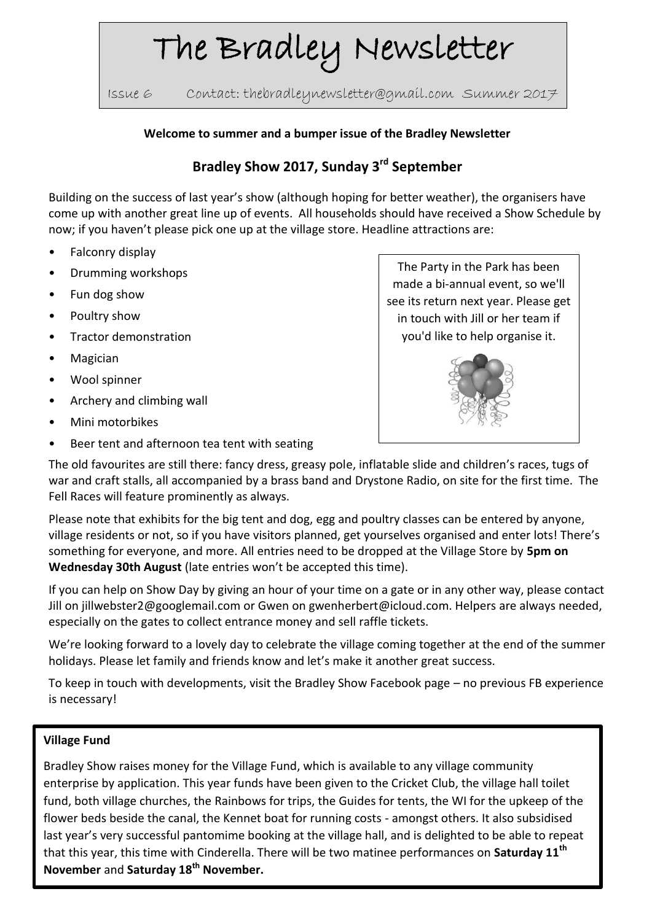# The Bradley Newsletter

Issue 6 Contact: thebradleynewsletter@gmail.com Summer 2017

**Welcome to summer and a bumper issue of the Bradley Newsletter**

## Bradley Show 2017, Sunday 3rd September

Building on the success of last year's show (although hoping for better weather), the organisers have come up with another great line up of events. All households should have received a Show Schedule by now; if you haven't please pick one up at the village store. Headline attractions are:

- Falconry display
- Drumming workshops
- Fun dog show
- Poultry show
- Tractor demonstration
- Magician
- Wool spinner
- Archery and climbing wall
- Mini motorbikes
- Beer tent and afternoon tea tent with seating

The old favourites are still there: fancy dress, greasy pole, inflatable slide and children's races, tugs of war and craft stalls, all accompanied by a brass band and Drystone Radio, on site for the first time. The Fell Races will feature prominently as always.

Please note that exhibits for the big tent and dog, egg and poultry classes can be entered by anyone, village residents or not, so if you have visitors planned, get yourselves organised and enter lots! There's something for everyone, and more. All entries need to be dropped at the Village Store by **5pm on Wednesday 30th August** (late entries won't be accepted this time).

If you can help on Show Day by giving an hour of your time on a gate or in any other way, please contact Jill on jillwebster2@googlemail.com or Gwen on gwenherbert@icloud.com. Helpers are always needed, especially on the gates to collect entrance money and sell raffle tickets.

We're looking forward to a lovely day to celebrate the village coming together at the end of the summer holidays. Please let family and friends know and let's make it another great success.

To keep in touch with developments, visit the Bradley Show Facebook page – no previous FB experience is necessary!

The Party in the Park has been made a bi-annual event, so we'll see its return next year. Please get in touch with Jill or her team if you'd like to help organise it.

**Village Fund**

Bradley Show raises money for the Village Fund, which is available to any village community enterprise by application. This year funds have been given to the Cricket Club, the village hall toilet fund, both village churches, the Rainbows for trips, the Guides for tents, the WI for the upkeep of the flower beds beside the canal, the Kennet boat for running costs - amongst others. It also subsidised last year's very successful pantomime booking at the village hall, and is delighted to be able to repeat that this year, this time with Cinderella. There will be two matinee performances on **Saturday 11th November** and **Saturday 18th November.**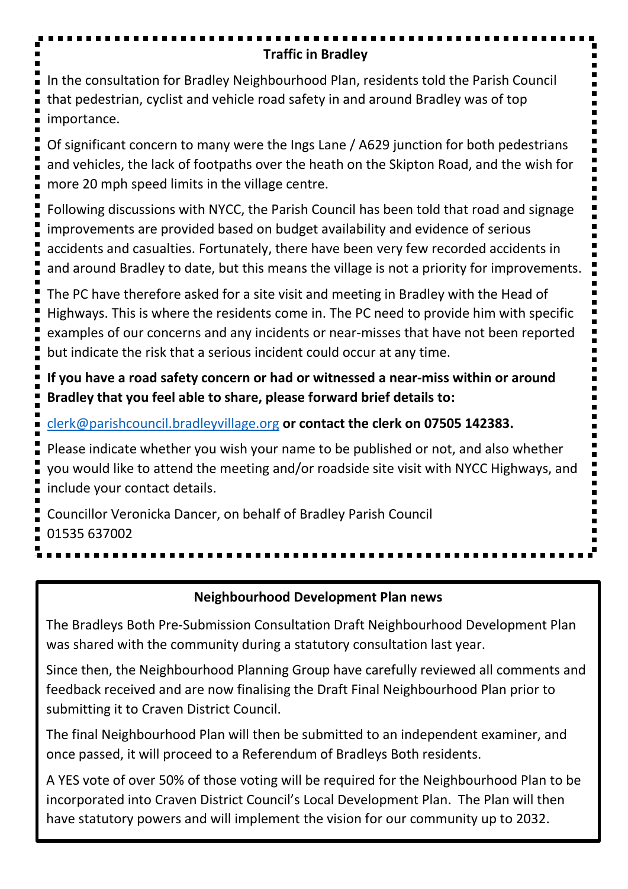## Traffic in Bradley

In the consultation for Bradley Neighbourhood Plan, residents told the Parish Council that pedestrian, cyclist and vehicle road safety in and around Bradley was of top importance.

Of significant concern to many were the Ings Lane / A629 junction for both pedestrians and vehicles, the lack of footpaths over the heath on the Skipton Road, and the wish for more 20 mph speed limits in the village centre.

Following discussions with NYCC, the Parish Council has been told that road and signage improvements are provided based on budget availability and evidence of serious accidents and casualties. Fortunately, there have been very few recorded accidents in and around Bradley to date, but this means the village is not a priority for improvements.

The PC have therefore asked for a site visit and meeting in Bradley with the Head of Highways. This is where the residents come in. The PC need to provide him with specific examples of our concerns and any incidents or near-misses that have not been reported but indicate the risk that a serious incident could occur at any time.

**If you have a road safety concern or had or witnessed a near-miss within or around Bradley that you feel able to share, please forward brief details to:**

clerk@parishcouncil.bradleyvillage.org **or contact the clerk on 07505 142383.**

Please indicate whether you wish your name to be published or not, and also whether you would like to attend the meeting and/or roadside site visit with NYCC Highways, and include your contact details.

Councillor Veronicka Dancer, on behalf of Bradley Parish Council
01535 637002

## Neighbourhood Development Plan news

The Bradleys Both Pre-Submission Consultation Draft Neighbourhood Development Plan was shared with the community during a statutory consultation last year.

Since then, the Neighbourhood Planning Group have carefully reviewed all comments and feedback received and are now finalising the Draft Final Neighbourhood Plan prior to submitting it to Craven District Council.

The final Neighbourhood Plan will then be submitted to an independent examiner, and once passed, it will proceed to a Referendum of Bradleys Both residents.

A YES vote of over 50% of those voting will be required for the Neighbourhood Plan to be incorporated into Craven District Council's Local Development Plan. The Plan will then have statutory powers and will implement the vision for our community up to 2032.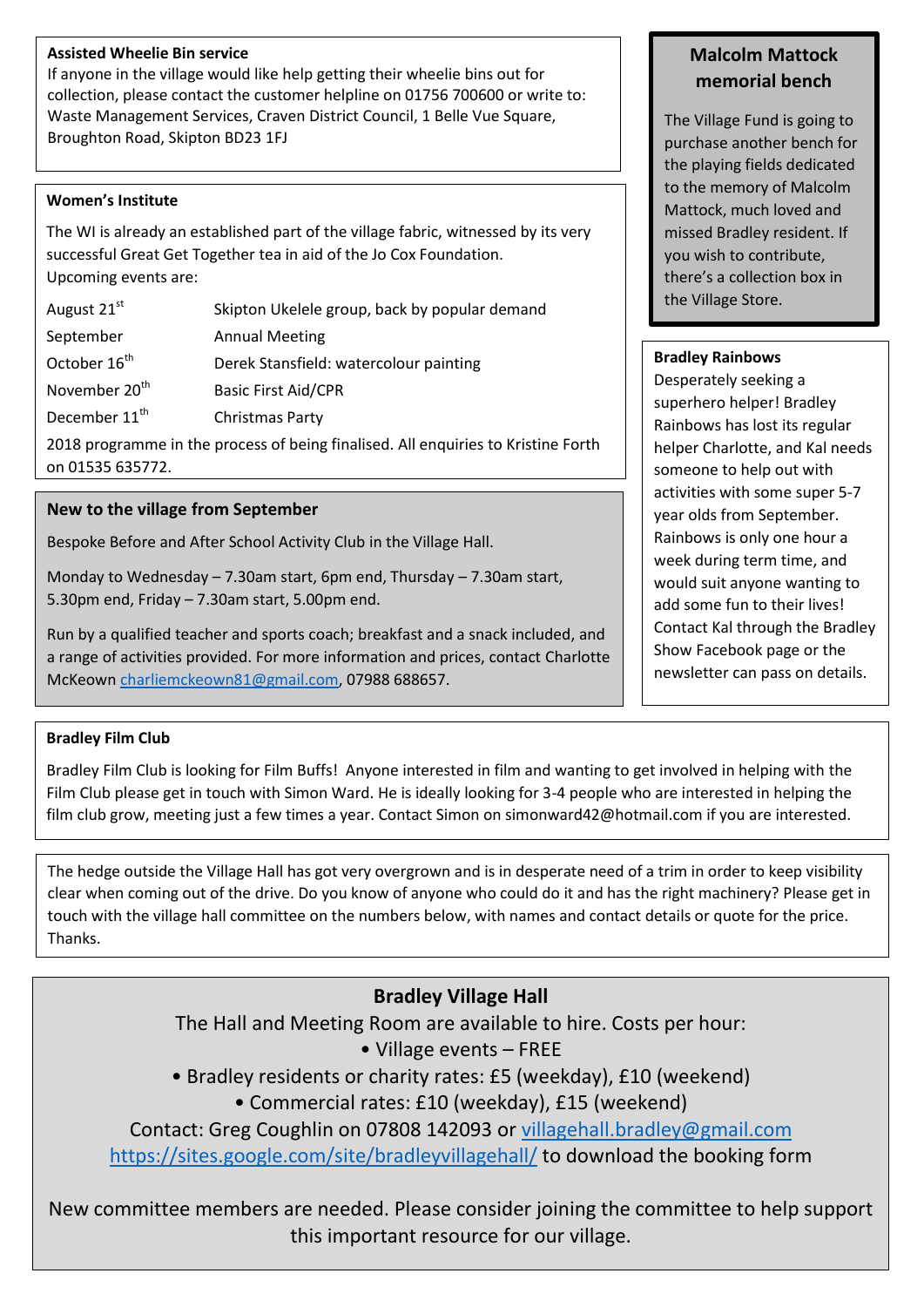### Assisted Wheelie Bin service

If anyone in the village would like help getting their wheelie bins out for collection, please contact the customer helpline on 01756 700600 or write to: Waste Management Services, Craven District Council, 1 Belle Vue Square, Broughton Road, Skipton BD23 1FJ

### Women's Institute

The WI is already an established part of the village fabric, witnessed by its very successful Great Get Together tea in aid of the Jo Cox Foundation.
Upcoming events are:

| | |
|---|---|
| August 21st | Skipton Ukelele group, back by popular demand |
| September | Annual Meeting |
| October 16th | Derek Stansfield: watercolour painting |
| November 20th | Basic First Aid/CPR |
| December 11th | Christmas Party |

2018 programme in the process of being finalised. All enquiries to Kristine Forth on 01535 635772.

### New to the village from September

Bespoke Before and After School Activity Club in the Village Hall.

Monday to Wednesday – 7.30am start, 6pm end, Thursday – 7.30am start, 5.30pm end, Friday – 7.30am start, 5.00pm end.

Run by a qualified teacher and sports coach; breakfast and a snack included, and a range of activities provided. For more information and prices, contact Charlotte McKeown charliemckeown81@gmail.com, 07988 688657.

### Malcolm Mattock memorial bench

The Village Fund is going to purchase another bench for the playing fields dedicated to the memory of Malcolm Mattock, much loved and missed Bradley resident. If you wish to contribute, there's a collection box in the Village Store.

### Bradley Rainbows

Desperately seeking a superhero helper! Bradley Rainbows has lost its regular helper Charlotte, and Kal needs someone to help out with activities with some super 5-7 year olds from September. Rainbows is only one hour a week during term time, and would suit anyone wanting to add some fun to their lives! Contact Kal through the Bradley Show Facebook page or the newsletter can pass on details.

### Bradley Film Club

Bradley Film Club is looking for Film Buffs! Anyone interested in film and wanting to get involved in helping with the Film Club please get in touch with Simon Ward. He is ideally looking for 3-4 people who are interested in helping the film club grow, meeting just a few times a year. Contact Simon on simonward42@hotmail.com if you are interested.

The hedge outside the Village Hall has got very overgrown and is in desperate need of a trim in order to keep visibility clear when coming out of the drive. Do you know of anyone who could do it and has the right machinery? Please get in touch with the village hall committee on the numbers below, with names and contact details or quote for the price. Thanks.

## Bradley Village Hall

The Hall and Meeting Room are available to hire. Costs per hour:

- Village events – FREE
- Bradley residents or charity rates: £5 (weekday), £10 (weekend)
- Commercial rates: £10 (weekday), £15 (weekend)

Contact: Greg Coughlin on 07808 142093 or villagehall.bradley@gmail.com
https://sites.google.com/site/bradleyvillagehall/ to download the booking form

New committee members are needed. Please consider joining the committee to help support this important resource for our village.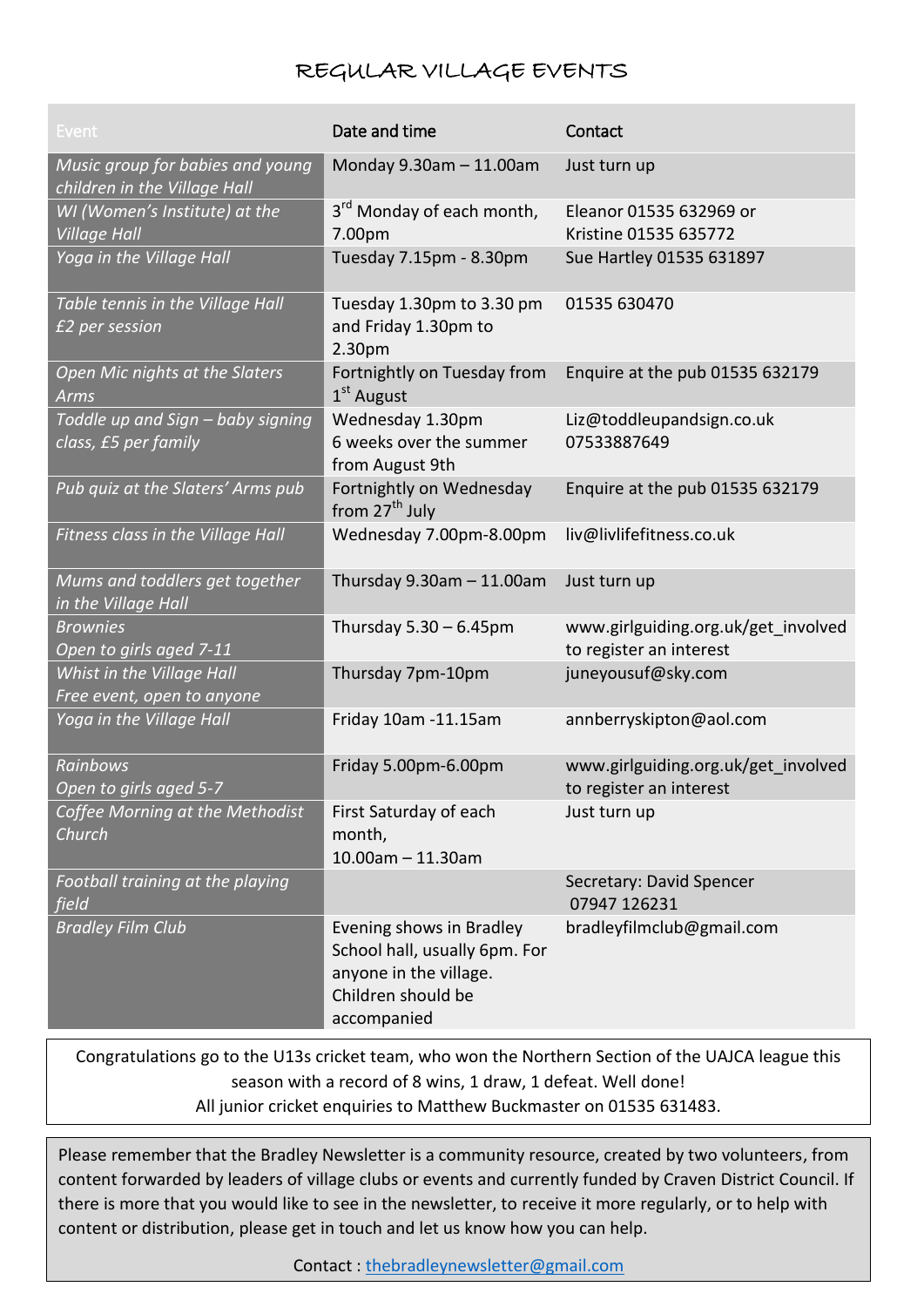# REGULAR VILLAGE EVENTS

| Event | Date and time | Contact |
|---|---|---|
| *Music group for babies and young children in the Village Hall* | Monday 9.30am – 11.00am | Just turn up |
| *WI (Women's Institute) at the Village Hall* | 3rd Monday of each month, 7.00pm | Eleanor 01535 632969 or Kristine 01535 635772 |
| *Yoga in the Village Hall* | Tuesday 7.15pm - 8.30pm | Sue Hartley 01535 631897 |
| *Table tennis in the Village Hall £2 per session* | Tuesday 1.30pm to 3.30 pm and Friday 1.30pm to 2.30pm | 01535 630470 |
| *Open Mic nights at the Slaters Arms* | Fortnightly on Tuesday from 1st August | Enquire at the pub 01535 632179 |
| *Toddle up and Sign – baby signing class, £5 per family* | Wednesday 1.30pm 6 weeks over the summer from August 9th | Liz@toddleupandsign.co.uk 07533887649 |
| *Pub quiz at the Slaters' Arms pub* | Fortnightly on Wednesday from 27th July | Enquire at the pub 01535 632179 |
| *Fitness class in the Village Hall* | Wednesday 7.00pm-8.00pm | liv@livlifefitness.co.uk |
| *Mums and toddlers get together in the Village Hall* | Thursday 9.30am – 11.00am | Just turn up |
| *Brownies Open to girls aged 7-11* | Thursday 5.30 – 6.45pm | www.girlguiding.org.uk/get_involved to register an interest |
| *Whist in the Village Hall Free event, open to anyone* | Thursday 7pm-10pm | juneyousuf@sky.com |
| *Yoga in the Village Hall* | Friday 10am -11.15am | annberryskipton@aol.com |
| *Rainbows Open to girls aged 5-7* | Friday 5.00pm-6.00pm | www.girlguiding.org.uk/get_involved to register an interest |
| *Coffee Morning at the Methodist Church* | First Saturday of each month, 10.00am – 11.30am | Just turn up |
| *Football training at the playing field* | | Secretary: David Spencer 07947 126231 |
| *Bradley Film Club* | Evening shows in Bradley School hall, usually 6pm. For anyone in the village. Children should be accompanied | bradleyfilmclub@gmail.com |

Congratulations go to the U13s cricket team, who won the Northern Section of the UAJCA league this season with a record of 8 wins, 1 draw, 1 defeat. Well done!
All junior cricket enquiries to Matthew Buckmaster on 01535 631483.

Please remember that the Bradley Newsletter is a community resource, created by two volunteers, from content forwarded by leaders of village clubs or events and currently funded by Craven District Council. If there is more that you would like to see in the newsletter, to receive it more regularly, or to help with content or distribution, please get in touch and let us know how you can help.

Contact : thebradleynewsletter@gmail.com